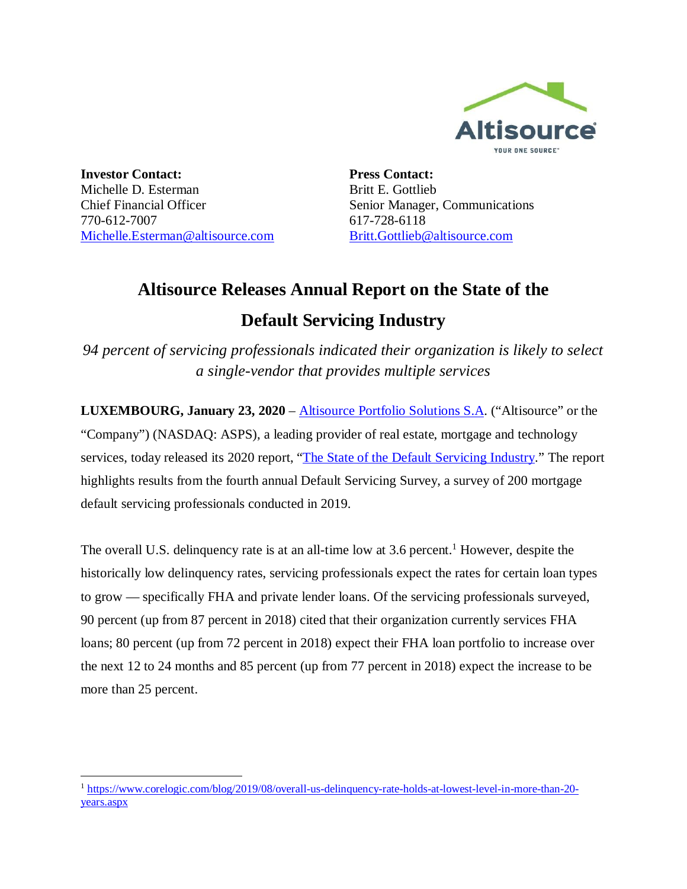**Investor Contact:**
Michelle D. Esterman
Chief Financial Officer
770-612-7007
Michelle.Esterman@altisource.com

**Press Contact:**
Britt E. Gottlieb
Senior Manager, Communications
617-728-6118
Britt.Gottlieb@altisource.com

# Altisource Releases Annual Report on the State of the Default Servicing Industry

*94 percent of servicing professionals indicated their organization is likely to select a single-vendor that provides multiple services*

**LUXEMBOURG, January 23, 2020** – Altisource Portfolio Solutions S.A. ("Altisource" or the "Company") (NASDAQ: ASPS), a leading provider of real estate, mortgage and technology services, today released its 2020 report, "The State of the Default Servicing Industry." The report highlights results from the fourth annual Default Servicing Survey, a survey of 200 mortgage default servicing professionals conducted in 2019.

The overall U.S. delinquency rate is at an all-time low at 3.6 percent.[1] However, despite the historically low delinquency rates, servicing professionals expect the rates for certain loan types to grow — specifically FHA and private lender loans. Of the servicing professionals surveyed, 90 percent (up from 87 percent in 2018) cited that their organization currently services FHA loans; 80 percent (up from 72 percent in 2018) expect their FHA loan portfolio to increase over the next 12 to 24 months and 85 percent (up from 77 percent in 2018) expect the increase to be more than 25 percent.

[1] https://www.corelogic.com/blog/2019/08/overall-us-delinquency-rate-holds-at-lowest-level-in-more-than-20-years.aspx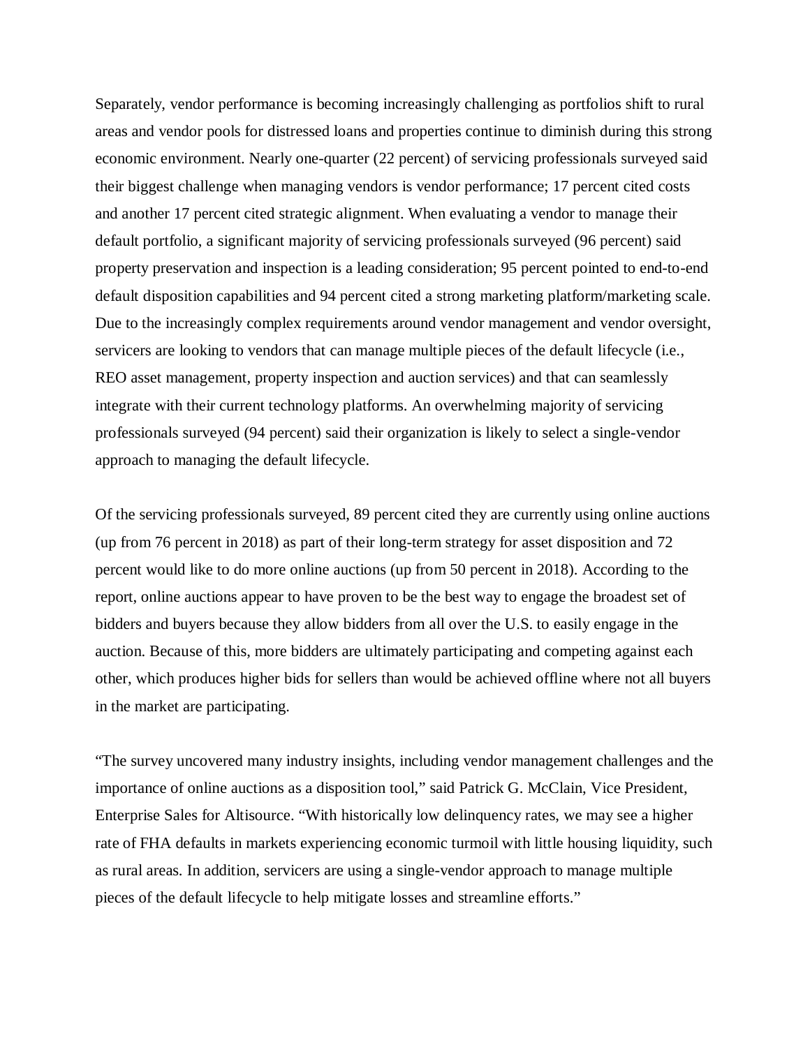Separately, vendor performance is becoming increasingly challenging as portfolios shift to rural areas and vendor pools for distressed loans and properties continue to diminish during this strong economic environment. Nearly one-quarter (22 percent) of servicing professionals surveyed said their biggest challenge when managing vendors is vendor performance; 17 percent cited costs and another 17 percent cited strategic alignment. When evaluating a vendor to manage their default portfolio, a significant majority of servicing professionals surveyed (96 percent) said property preservation and inspection is a leading consideration; 95 percent pointed to end-to-end default disposition capabilities and 94 percent cited a strong marketing platform/marketing scale. Due to the increasingly complex requirements around vendor management and vendor oversight, servicers are looking to vendors that can manage multiple pieces of the default lifecycle (i.e., REO asset management, property inspection and auction services) and that can seamlessly integrate with their current technology platforms. An overwhelming majority of servicing professionals surveyed (94 percent) said their organization is likely to select a single-vendor approach to managing the default lifecycle.

Of the servicing professionals surveyed, 89 percent cited they are currently using online auctions (up from 76 percent in 2018) as part of their long-term strategy for asset disposition and 72 percent would like to do more online auctions (up from 50 percent in 2018). According to the report, online auctions appear to have proven to be the best way to engage the broadest set of bidders and buyers because they allow bidders from all over the U.S. to easily engage in the auction. Because of this, more bidders are ultimately participating and competing against each other, which produces higher bids for sellers than would be achieved offline where not all buyers in the market are participating.

"The survey uncovered many industry insights, including vendor management challenges and the importance of online auctions as a disposition tool," said Patrick G. McClain, Vice President, Enterprise Sales for Altisource. "With historically low delinquency rates, we may see a higher rate of FHA defaults in markets experiencing economic turmoil with little housing liquidity, such as rural areas. In addition, servicers are using a single-vendor approach to manage multiple pieces of the default lifecycle to help mitigate losses and streamline efforts."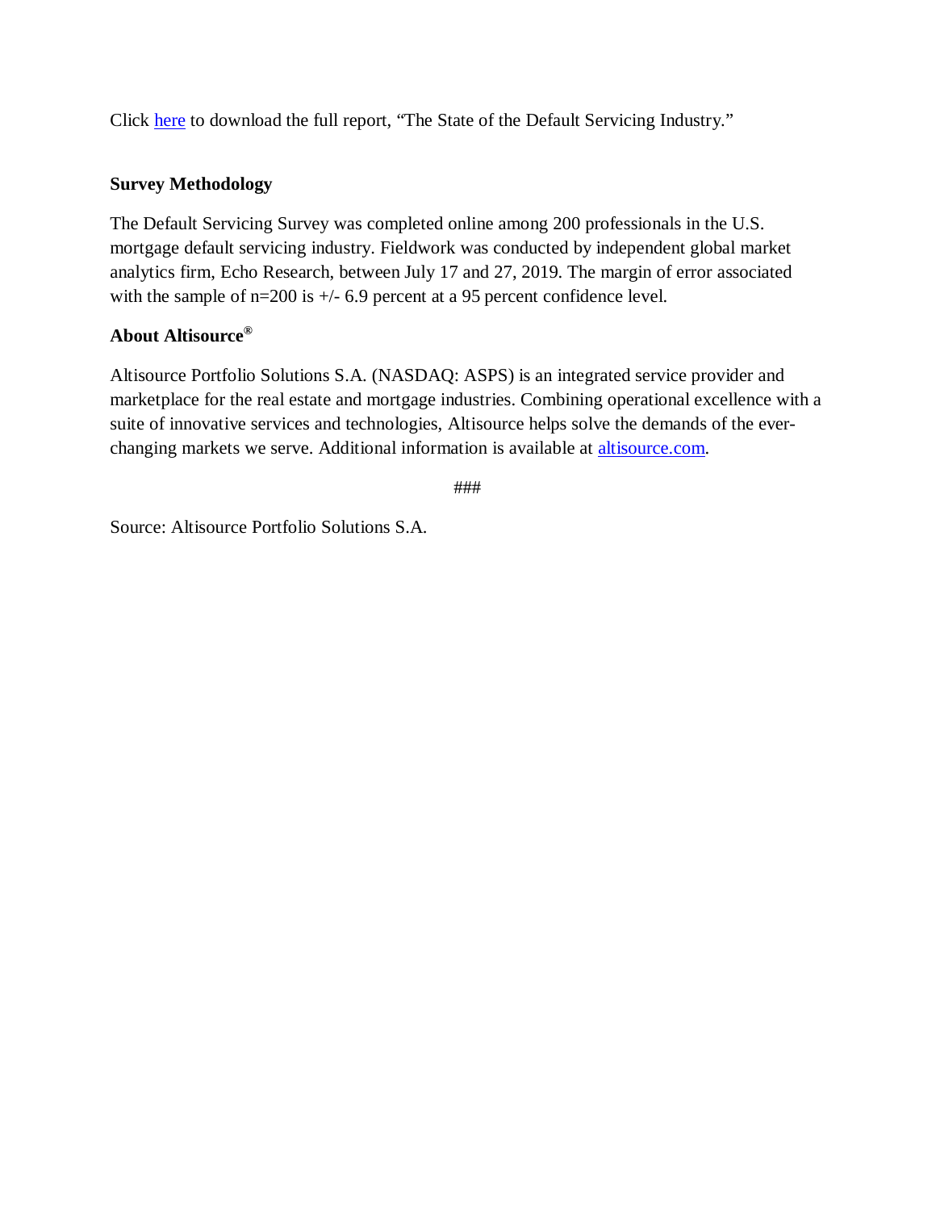Click here to download the full report, "The State of the Default Servicing Industry."

**Survey Methodology**

The Default Servicing Survey was completed online among 200 professionals in the U.S. mortgage default servicing industry. Fieldwork was conducted by independent global market analytics firm, Echo Research, between July 17 and 27, 2019. The margin of error associated with the sample of n=200 is +/- 6.9 percent at a 95 percent confidence level.

**About Altisource®**

Altisource Portfolio Solutions S.A. (NASDAQ: ASPS) is an integrated service provider and marketplace for the real estate and mortgage industries. Combining operational excellence with a suite of innovative services and technologies, Altisource helps solve the demands of the ever-changing markets we serve. Additional information is available at altisource.com.

###

Source: Altisource Portfolio Solutions S.A.